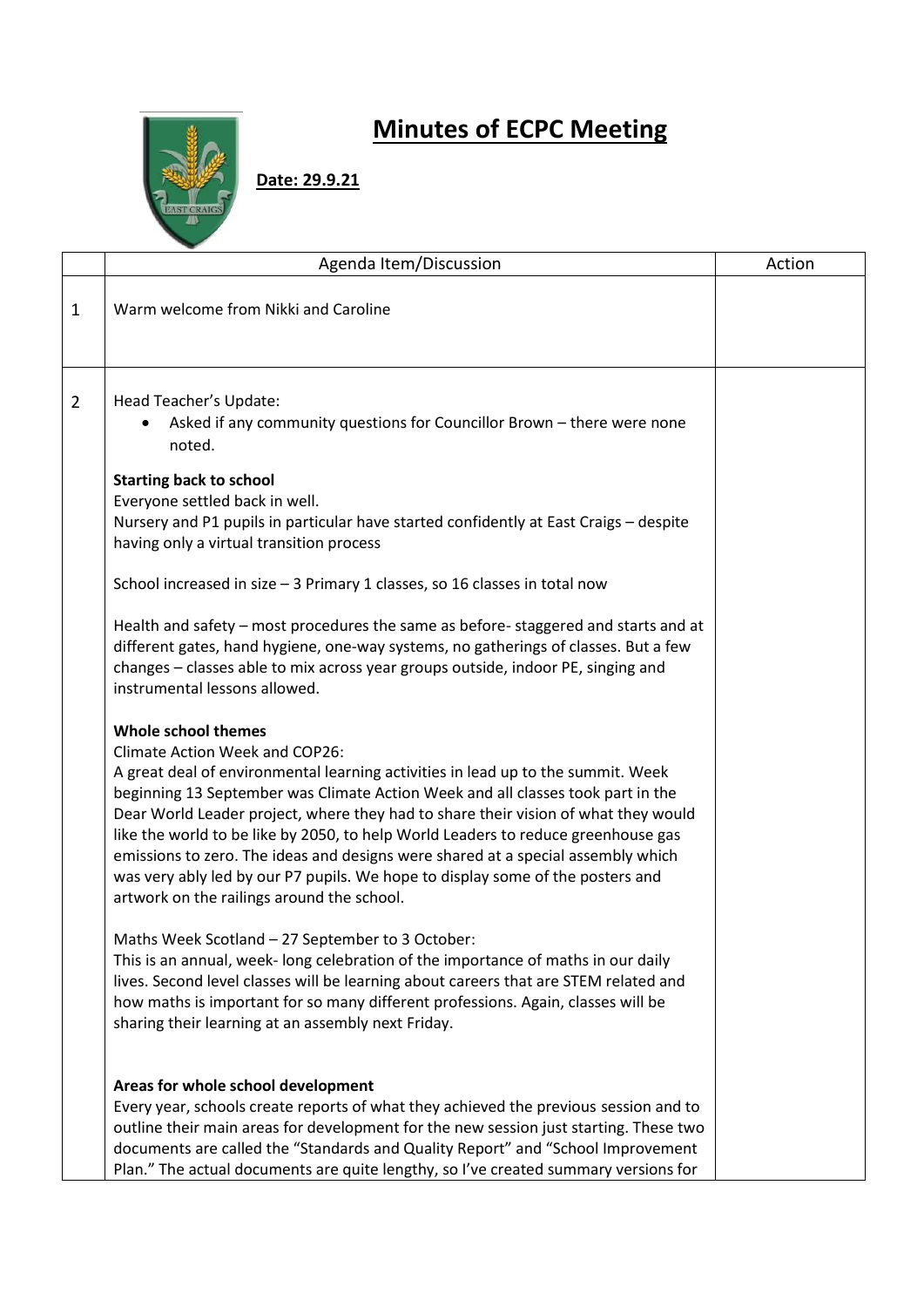# Minutes of ECPC Meeting

**Date: 29.9.21**

| | Agenda Item/Discussion | Action |
|---|---|---|
| 1 | Warm welcome from Nikki and Caroline | |
| 2 | Head Teacher's Update:<br>• Asked if any community questions for Councillor Brown – there were none noted.<br><br>**Starting back to school**<br>Everyone settled back in well.<br>Nursery and P1 pupils in particular have started confidently at East Craigs – despite having only a virtual transition process<br><br>School increased in size – 3 Primary 1 classes, so 16 classes in total now<br><br>Health and safety – most procedures the same as before- staggered and starts and at different gates, hand hygiene, one-way systems, no gatherings of classes. But a few changes – classes able to mix across year groups outside, indoor PE, singing and instrumental lessons allowed.<br><br>**Whole school themes**<br>Climate Action Week and COP26:<br>A great deal of environmental learning activities in lead up to the summit. Week beginning 13 September was Climate Action Week and all classes took part in the Dear World Leader project, where they had to share their vision of what they would like the world to be like by 2050, to help World Leaders to reduce greenhouse gas emissions to zero. The ideas and designs were shared at a special assembly which was very ably led by our P7 pupils. We hope to display some of the posters and artwork on the railings around the school.<br><br>Maths Week Scotland – 27 September to 3 October:<br>This is an annual, week- long celebration of the importance of maths in our daily lives. Second level classes will be learning about careers that are STEM related and how maths is important for so many different professions. Again, classes will be sharing their learning at an assembly next Friday.<br><br>**Areas for whole school development**<br>Every year, schools create reports of what they achieved the previous session and to outline their main areas for development for the new session just starting. These two documents are called the "Standards and Quality Report" and "School Improvement Plan." The actual documents are quite lengthy, so I've created summary versions for | |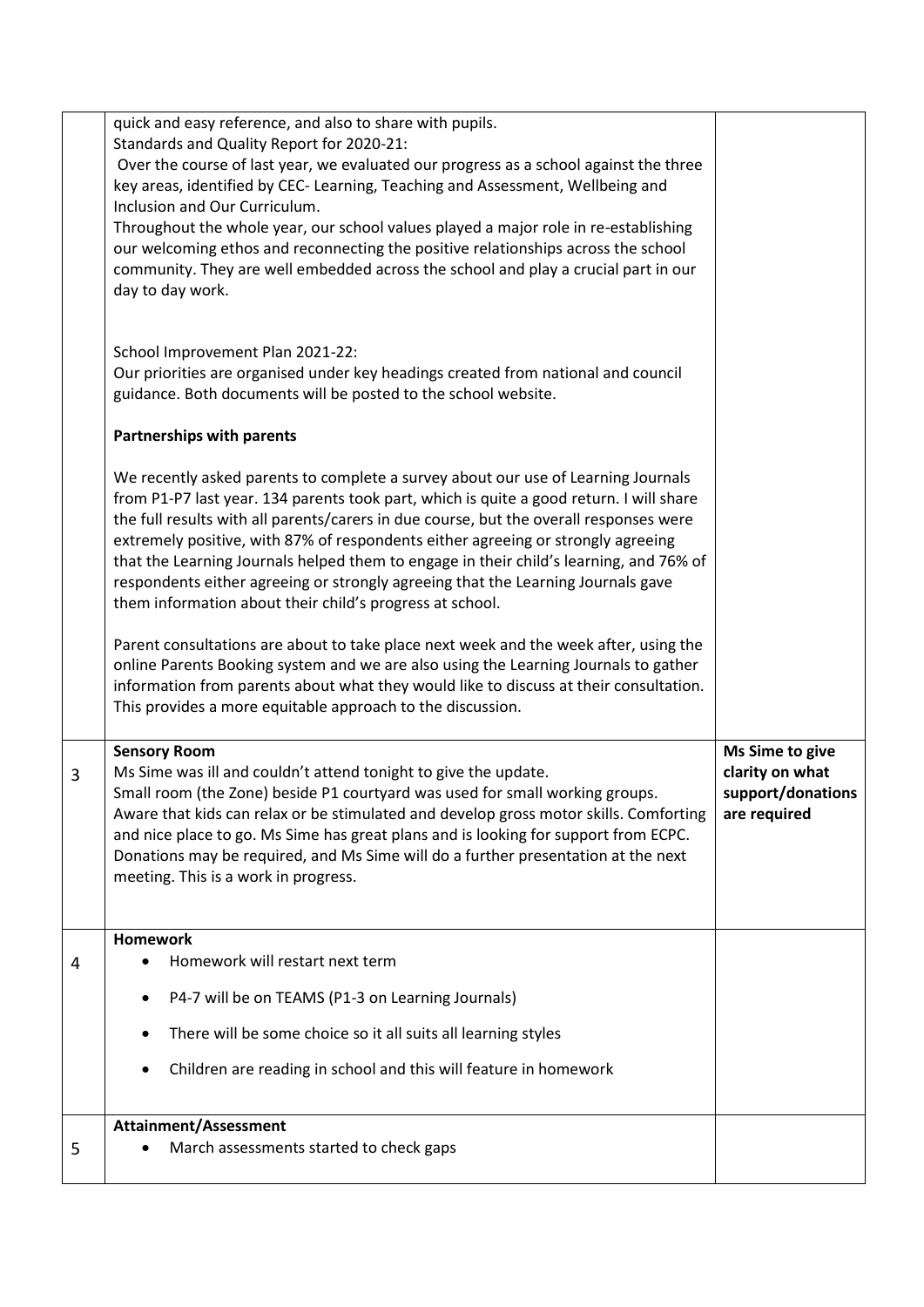| | | |
|---|---|---|
| | quick and easy reference, and also to share with pupils.<br>Standards and Quality Report for 2020-21:<br>Over the course of last year, we evaluated our progress as a school against the three key areas, identified by CEC- Learning, Teaching and Assessment, Wellbeing and Inclusion and Our Curriculum.<br>Throughout the whole year, our school values played a major role in re-establishing our welcoming ethos and reconnecting the positive relationships across the school community. They are well embedded across the school and play a crucial part in our day to day work.<br><br>School Improvement Plan 2021-22:<br>Our priorities are organised under key headings created from national and council guidance. Both documents will be posted to the school website.<br><br>**Partnerships with parents**<br><br>We recently asked parents to complete a survey about our use of Learning Journals from P1-P7 last year. 134 parents took part, which is quite a good return. I will share the full results with all parents/carers in due course, but the overall responses were extremely positive, with 87% of respondents either agreeing or strongly agreeing that the Learning Journals helped them to engage in their child's learning, and 76% of respondents either agreeing or strongly agreeing that the Learning Journals gave them information about their child's progress at school.<br><br>Parent consultations are about to take place next week and the week after, using the online Parents Booking system and we are also using the Learning Journals to gather information from parents about what they would like to discuss at their consultation. This provides a more equitable approach to the discussion. | |
| 3 | **Sensory Room**<br>Ms Sime was ill and couldn't attend tonight to give the update.<br>Small room (the Zone) beside P1 courtyard was used for small working groups. Aware that kids can relax or be stimulated and develop gross motor skills. Comforting and nice place to go. Ms Sime has great plans and is looking for support from ECPC. Donations may be required, and Ms Sime will do a further presentation at the next meeting. This is a work in progress. | **Ms Sime to give clarity on what support/donations are required** |
| 4 | **Homework**<br>• Homework will restart next term<br>• P4-7 will be on TEAMS (P1-3 on Learning Journals)<br>• There will be some choice so it all suits all learning styles<br>• Children are reading in school and this will feature in homework | |
| 5 | **Attainment/Assessment**<br>• March assessments started to check gaps | |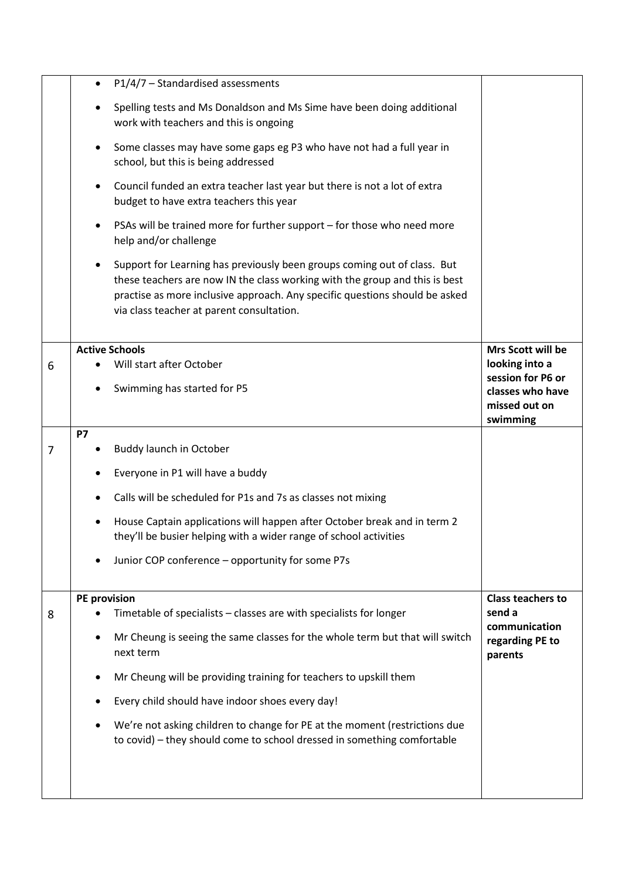| | | |
|---|---|---|
| | • P1/4/7 – Standardised assessments<br>• Spelling tests and Ms Donaldson and Ms Sime have been doing additional work with teachers and this is ongoing<br>• Some classes may have some gaps eg P3 who have not had a full year in school, but this is being addressed<br>• Council funded an extra teacher last year but there is not a lot of extra budget to have extra teachers this year<br>• PSAs will be trained more for further support – for those who need more help and/or challenge<br>• Support for Learning has previously been groups coming out of class. But these teachers are now IN the class working with the group and this is best practise as more inclusive approach. Any specific questions should be asked via class teacher at parent consultation. | |
| 6 | **Active Schools**<br>• Will start after October<br>• Swimming has started for P5 | **Mrs Scott will be looking into a session for P6 or classes who have missed out on swimming** |
| 7 | **P7**<br>• Buddy launch in October<br>• Everyone in P1 will have a buddy<br>• Calls will be scheduled for P1s and 7s as classes not mixing<br>• House Captain applications will happen after October break and in term 2 they'll be busier helping with a wider range of school activities<br>• Junior COP conference – opportunity for some P7s | |
| 8 | **PE provision**<br>• Timetable of specialists – classes are with specialists for longer<br>• Mr Cheung is seeing the same classes for the whole term but that will switch next term<br>• Mr Cheung will be providing training for teachers to upskill them<br>• Every child should have indoor shoes every day!<br>• We're not asking children to change for PE at the moment (restrictions due to covid) – they should come to school dressed in something comfortable | **Class teachers to send a communication regarding PE to parents** |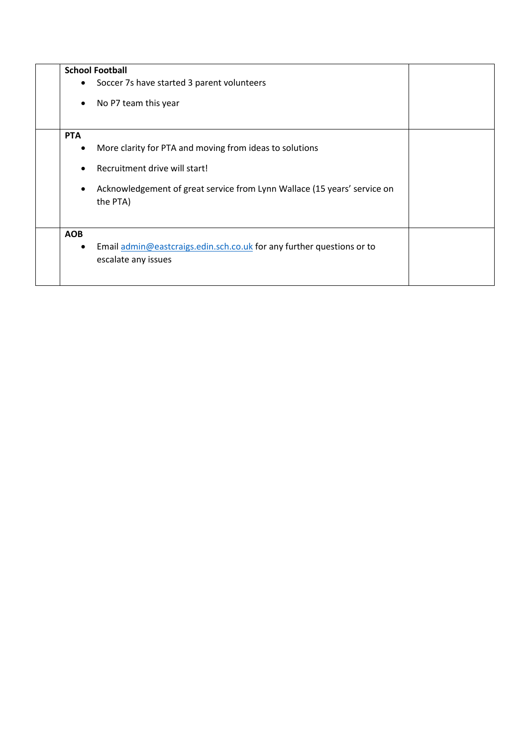| | | |
|---|---|---|
| | **School Football**<br>• Soccer 7s have started 3 parent volunteers<br>• No P7 team this year | |
| | **PTA**<br>• More clarity for PTA and moving from ideas to solutions<br>• Recruitment drive will start!<br>• Acknowledgement of great service from Lynn Wallace (15 years' service on the PTA) | |
| | **AOB**<br>• Email admin@eastcraigs.edin.sch.co.uk for any further questions or to escalate any issues | |